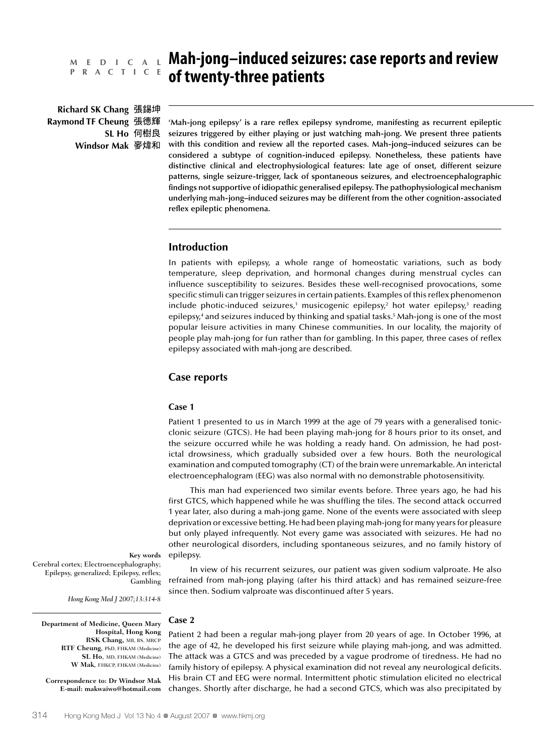MEDICAL PRACTICE

# Mah-jong–induced seizures: case reports and review of twenty-three patients

**Richard SK Chang** 張錫坤
**Raymond TF Cheung** 張德輝
**SL Ho** 何樹良
**Windsor Mak** 麥煒和

**'Mah-jong epilepsy' is a rare reflex epilepsy syndrome, manifesting as recurrent epileptic seizures triggered by either playing or just watching mah-jong. We present three patients with this condition and review all the reported cases. Mah-jong–induced seizures can be considered a subtype of cognition-induced epilepsy. Nonetheless, these patients have distinctive clinical and electrophysiological features: late age of onset, different seizure patterns, single seizure-trigger, lack of spontaneous seizures, and electroencephalographic findings not supportive of idiopathic generalised epilepsy. The pathophysiological mechanism underlying mah-jong–induced seizures may be different from the other cognition-associated reflex epileptic phenomena.**

## Introduction

In patients with epilepsy, a whole range of homeostatic variations, such as body temperature, sleep deprivation, and hormonal changes during menstrual cycles can influence susceptibility to seizures. Besides these well-recognised provocations, some specific stimuli can trigger seizures in certain patients. Examples of this reflex phenomenon include photic-induced seizures,[1] musicogenic epilepsy,[2] hot water epilepsy,[3] reading epilepsy,[4] and seizures induced by thinking and spatial tasks.[5] Mah-jong is one of the most popular leisure activities in many Chinese communities. In our locality, the majority of people play mah-jong for fun rather than for gambling. In this paper, three cases of reflex epilepsy associated with mah-jong are described.

## Case reports

### Case 1

Patient 1 presented to us in March 1999 at the age of 79 years with a generalised tonic-clonic seizure (GTCS). He had been playing mah-jong for 8 hours prior to its onset, and the seizure occurred while he was holding a ready hand. On admission, he had post-ictal drowsiness, which gradually subsided over a few hours. Both the neurological examination and computed tomography (CT) of the brain were unremarkable. An interictal electroencephalogram (EEG) was also normal with no demonstrable photosensitivity.

This man had experienced two similar events before. Three years ago, he had his first GTCS, which happened while he was shuffling the tiles. The second attack occurred 1 year later, also during a mah-jong game. None of the events were associated with sleep deprivation or excessive betting. He had been playing mah-jong for many years for pleasure but only played infrequently. Not every game was associated with seizures. He had no other neurological disorders, including spontaneous seizures, and no family history of epilepsy.

In view of his recurrent seizures, our patient was given sodium valproate. He also refrained from mah-jong playing (after his third attack) and has remained seizure-free since then. Sodium valproate was discontinued after 5 years.

### Case 2

Patient 2 had been a regular mah-jong player from 20 years of age. In October 1996, at the age of 42, he developed his first seizure while playing mah-jong, and was admitted. The attack was a GTCS and was preceded by a vague prodrome of tiredness. He had no family history of epilepsy. A physical examination did not reveal any neurological deficits. His brain CT and EEG were normal. Intermittent photic stimulation elicited no electrical changes. Shortly after discharge, he had a second GTCS, which was also precipitated by

**Key words**
Cerebral cortex; Electroencephalography; Epilepsy, generalized; Epilepsy, reflex; Gambling

*Hong Kong Med J 2007;13:314-8*

**Department of Medicine, Queen Mary Hospital, Hong Kong**
**RSK Chang,** MB, BS, MRCP
**RTF Cheung**, PhD, FHKAM (Medicine)
**SL Ho**, MD, FHKAM (Medicine)
**W Mak**, FHKCP, FHKAM (Medicine)

**Correspondence to: Dr Windsor Mak**
**E-mail: makwaiwo@hotmail.com**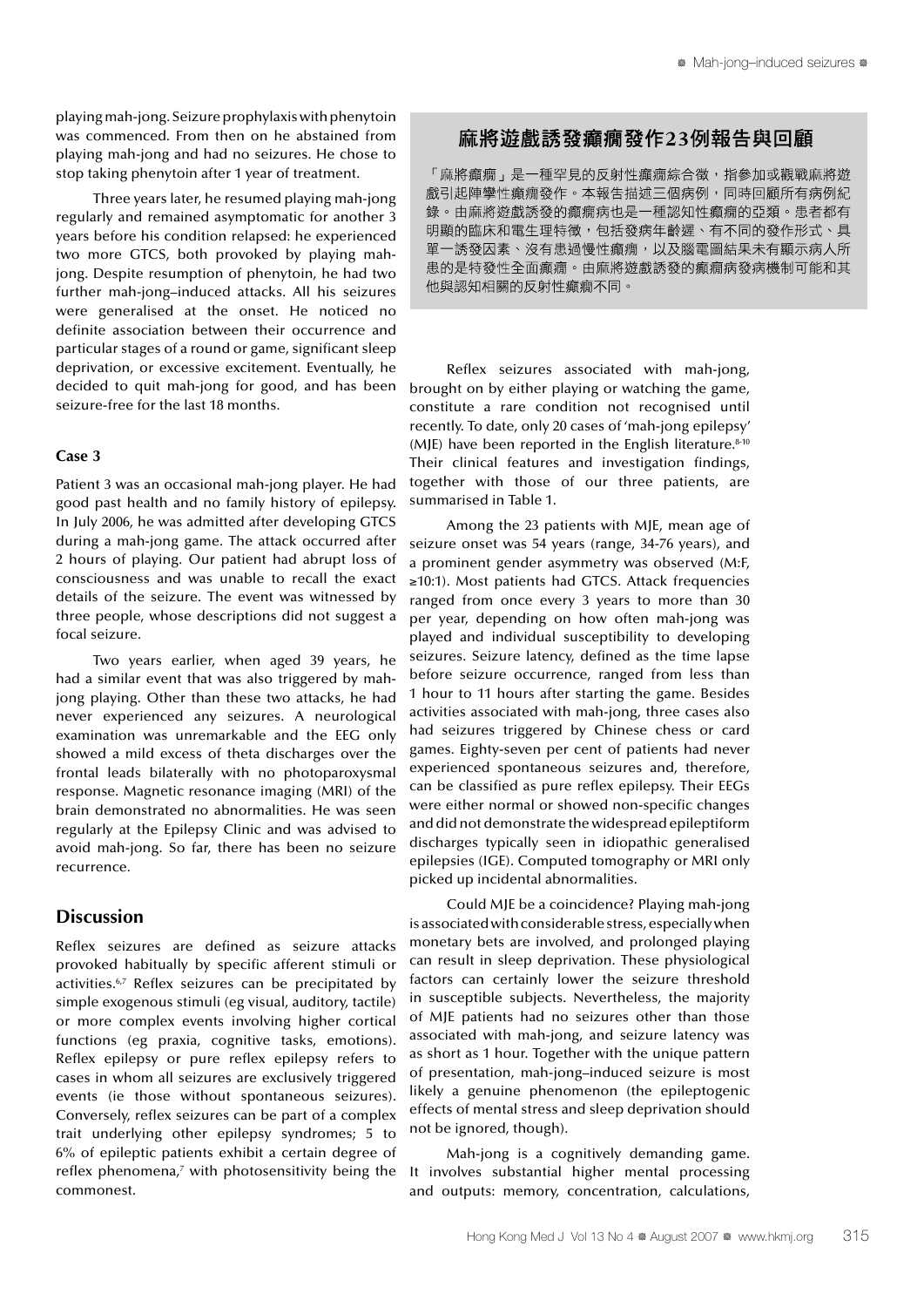playing mah-jong. Seizure prophylaxis with phenytoin was commenced. From then on he abstained from playing mah-jong and had no seizures. He chose to stop taking phenytoin after 1 year of treatment.

Three years later, he resumed playing mah-jong regularly and remained asymptomatic for another 3 years before his condition relapsed: he experienced two more GTCS, both provoked by playing mah-jong. Despite resumption of phenytoin, he had two further mah-jong–induced attacks. All his seizures were generalised at the onset. He noticed no definite association between their occurrence and particular stages of a round or game, significant sleep deprivation, or excessive excitement. Eventually, he decided to quit mah-jong for good, and has been seizure-free for the last 18 months.

### Case 3

Patient 3 was an occasional mah-jong player. He had good past health and no family history of epilepsy. In July 2006, he was admitted after developing GTCS during a mah-jong game. The attack occurred after 2 hours of playing. Our patient had abrupt loss of consciousness and was unable to recall the exact details of the seizure. The event was witnessed by three people, whose descriptions did not suggest a focal seizure.

Two years earlier, when aged 39 years, he had a similar event that was also triggered by mah-jong playing. Other than these two attacks, he had never experienced any seizures. A neurological examination was unremarkable and the EEG only showed a mild excess of theta discharges over the frontal leads bilaterally with no photoparoxysmal response. Magnetic resonance imaging (MRI) of the brain demonstrated no abnormalities. He was seen regularly at the Epilepsy Clinic and was advised to avoid mah-jong. So far, there has been no seizure recurrence.

## Discussion

Reflex seizures are defined as seizure attacks provoked habitually by specific afferent stimuli or activities.[6,7] Reflex seizures can be precipitated by simple exogenous stimuli (eg visual, auditory, tactile) or more complex events involving higher cortical functions (eg praxia, cognitive tasks, emotions). Reflex epilepsy or pure reflex epilepsy refers to cases in whom all seizures are exclusively triggered events (ie those without spontaneous seizures). Conversely, reflex seizures can be part of a complex trait underlying other epilepsy syndromes; 5 to 6% of epileptic patients exhibit a certain degree of reflex phenomena,[7] with photosensitivity being the commonest.

> **麻將遊戲誘發癲癇發作23例報告與回顧**
>
> 「麻將癲癇」是一種罕見的反射性癲癇綜合徵，指參加或觀戰麻將遊戲引起陣攣性癲癇發作。本報告描述三個病例，同時回顧所有病例紀錄。由麻將遊戲誘發的癲癇病也是一種認知性癲癇的亞類。患者都有明顯的臨床和電生理特徵，包括發病年齡遲、有不同的發作形式、具單一誘發因素、沒有患過慢性癲癇，以及腦電圖結果未有顯示病人所患的是特發性全面癲癇。由麻將遊戲誘發的癲癇病發病機制可能和其他與認知相關的反射性癲癇不同。

Reflex seizures associated with mah-jong, brought on by either playing or watching the game, constitute a rare condition not recognised until recently. To date, only 20 cases of 'mah-jong epilepsy' (MJE) have been reported in the English literature.[8-10] Their clinical features and investigation findings, together with those of our three patients, are summarised in Table 1.

Among the 23 patients with MJE, mean age of seizure onset was 54 years (range, 34-76 years), and a prominent gender asymmetry was observed (M:F, ≥10:1). Most patients had GTCS. Attack frequencies ranged from once every 3 years to more than 30 per year, depending on how often mah-jong was played and individual susceptibility to developing seizures. Seizure latency, defined as the time lapse before seizure occurrence, ranged from less than 1 hour to 11 hours after starting the game. Besides activities associated with mah-jong, three cases also had seizures triggered by Chinese chess or card games. Eighty-seven per cent of patients had never experienced spontaneous seizures and, therefore, can be classified as pure reflex epilepsy. Their EEGs were either normal or showed non-specific changes and did not demonstrate the widespread epileptiform discharges typically seen in idiopathic generalised epilepsies (IGE). Computed tomography or MRI only picked up incidental abnormalities.

Could MJE be a coincidence? Playing mah-jong is associated with considerable stress, especially when monetary bets are involved, and prolonged playing can result in sleep deprivation. These physiological factors can certainly lower the seizure threshold in susceptible subjects. Nevertheless, the majority of MJE patients had no seizures other than those associated with mah-jong, and seizure latency was as short as 1 hour. Together with the unique pattern of presentation, mah-jong–induced seizure is most likely a genuine phenomenon (the epileptogenic effects of mental stress and sleep deprivation should not be ignored, though).

Mah-jong is a cognitively demanding game. It involves substantial higher mental processing and outputs: memory, concentration, calculations,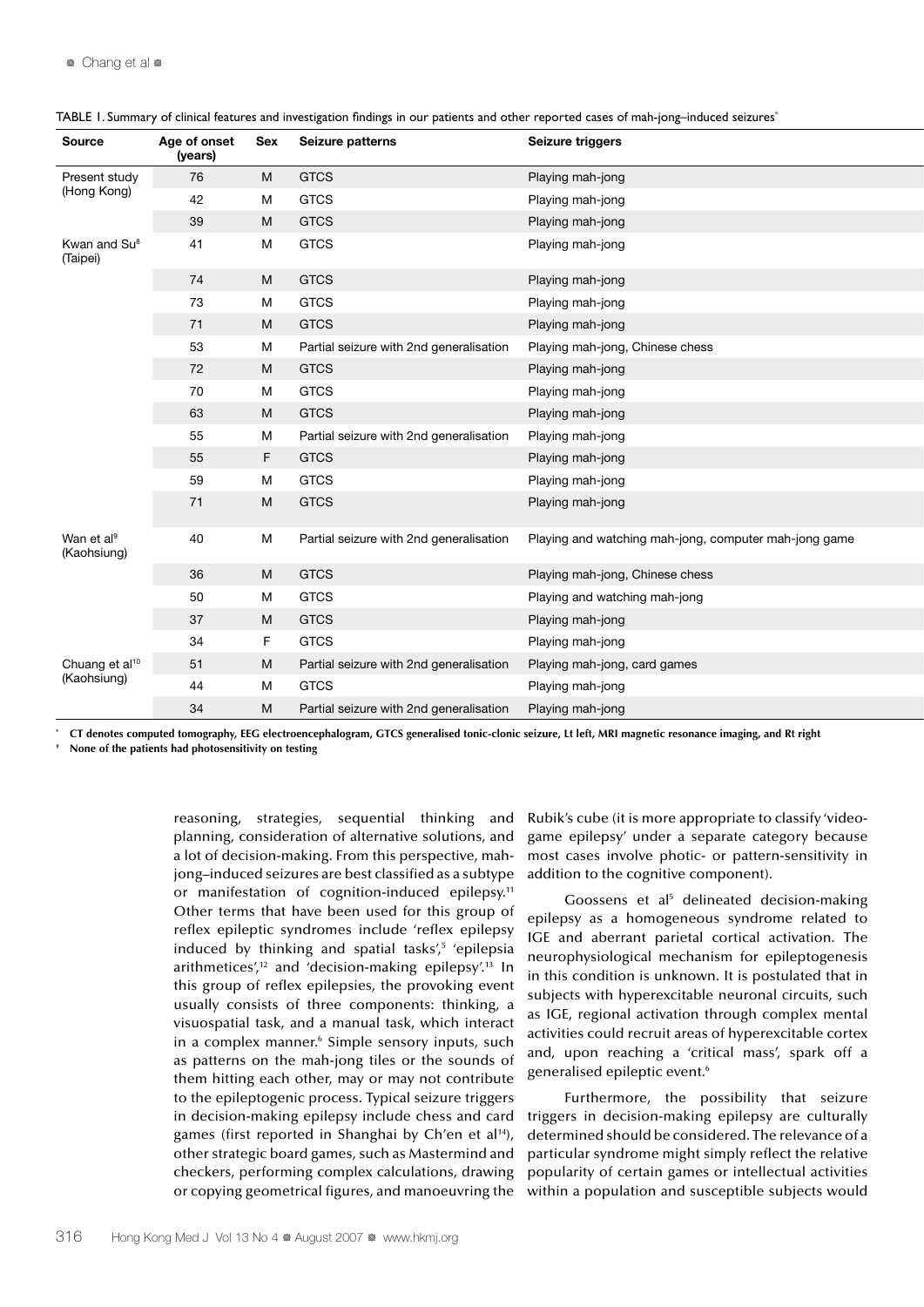TABLE 1. Summary of clinical features and investigation findings in our patients and other reported cases of mah-jong–induced seizures*

| Source | Age of onset (years) | Sex | Seizure patterns | Seizure triggers |
|---|---|---|---|---|
| Present study (Hong Kong) | 76 | M | GTCS | Playing mah-jong |
| | 42 | M | GTCS | Playing mah-jong |
| | 39 | M | GTCS | Playing mah-jong |
| Kwan and Su[8] (Taipei) | 41 | M | GTCS | Playing mah-jong |
| | 74 | M | GTCS | Playing mah-jong |
| | 73 | M | GTCS | Playing mah-jong |
| | 71 | M | GTCS | Playing mah-jong |
| | 53 | M | Partial seizure with 2nd generalisation | Playing mah-jong, Chinese chess |
| | 72 | M | GTCS | Playing mah-jong |
| | 70 | M | GTCS | Playing mah-jong |
| | 63 | M | GTCS | Playing mah-jong |
| | 55 | M | Partial seizure with 2nd generalisation | Playing mah-jong |
| | 55 | F | GTCS | Playing mah-jong |
| | 59 | M | GTCS | Playing mah-jong |
| | 71 | M | GTCS | Playing mah-jong |
| Wan et al[9] (Kaohsiung) | 40 | M | Partial seizure with 2nd generalisation | Playing and watching mah-jong, computer mah-jong game |
| | 36 | M | GTCS | Playing mah-jong, Chinese chess |
| | 50 | M | GTCS | Playing and watching mah-jong |
| | 37 | M | GTCS | Playing mah-jong |
| | 34 | F | GTCS | Playing mah-jong |
| Chuang et al[10] (Kaohsiung) | 51 | M | Partial seizure with 2nd generalisation | Playing mah-jong, card games |
| | 44 | M | GTCS | Playing mah-jong |
| | 34 | M | Partial seizure with 2nd generalisation | Playing mah-jong |

\* **CT denotes computed tomography, EEG electroencephalogram, GTCS generalised tonic-clonic seizure, Lt left, MRI magnetic resonance imaging, and Rt right**

† **None of the patients had photosensitivity on testing**

reasoning, strategies, sequential thinking and planning, consideration of alternative solutions, and a lot of decision-making. From this perspective, mah-jong–induced seizures are best classified as a subtype or manifestation of cognition-induced epilepsy.[11] Other terms that have been used for this group of reflex epileptic syndromes include 'reflex epilepsy induced by thinking and spatial tasks',[5] 'epilepsia arithmetices',[12] and 'decision-making epilepsy'.[13] In this group of reflex epilepsies, the provoking event usually consists of three components: thinking, a visuospatial task, and a manual task, which interact in a complex manner.[6] Simple sensory inputs, such as patterns on the mah-jong tiles or the sounds of them hitting each other, may or may not contribute to the epileptogenic process. Typical seizure triggers in decision-making epilepsy include chess and card games (first reported in Shanghai by Ch'en et al[14]), other strategic board games, such as Mastermind and checkers, performing complex calculations, drawing or copying geometrical figures, and manoeuvring the Rubik's cube (it is more appropriate to classify 'video-game epilepsy' under a separate category because most cases involve photic- or pattern-sensitivity in addition to the cognitive component).

Goossens et al[5] delineated decision-making epilepsy as a homogeneous syndrome related to IGE and aberrant parietal cortical activation. The neurophysiological mechanism for epileptogenesis in this condition is unknown. It is postulated that in subjects with hyperexcitable neuronal circuits, such as IGE, regional activation through complex mental activities could recruit areas of hyperexcitable cortex and, upon reaching a 'critical mass', spark off a generalised epileptic event.[6]

Furthermore, the possibility that seizure triggers in decision-making epilepsy are culturally determined should be considered. The relevance of a particular syndrome might simply reflect the relative popularity of certain games or intellectual activities within a population and susceptible subjects would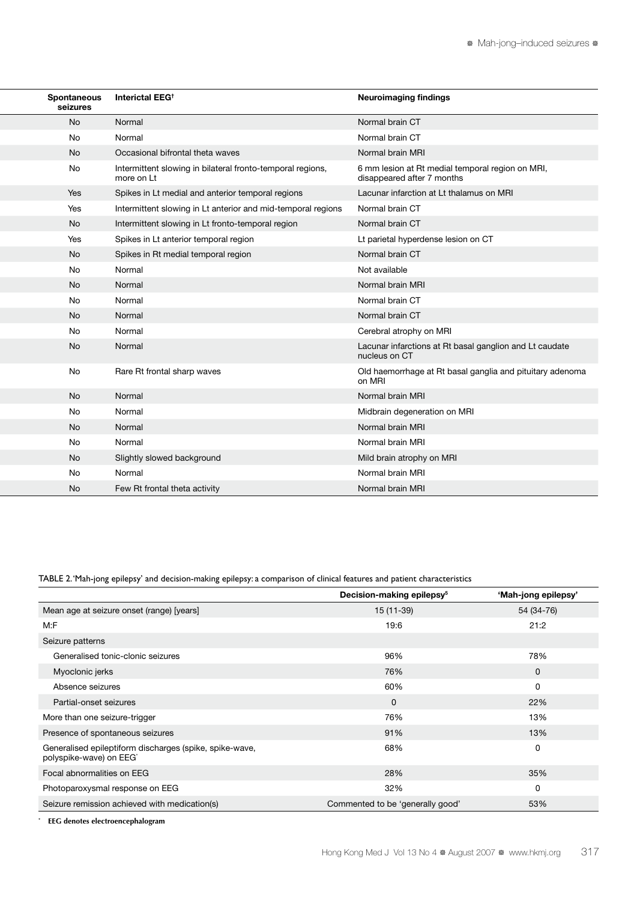| Spontaneous seizures | Interictal EEG[†] | Neuroimaging findings |
|---|---|---|
| No | Normal | Normal brain CT |
| No | Normal | Normal brain CT |
| No | Occasional bifrontal theta waves | Normal brain MRI |
| No | Intermittent slowing in bilateral fronto-temporal regions, more on Lt | 6 mm lesion at Rt medial temporal region on MRI, disappeared after 7 months |
| Yes | Spikes in Lt medial and anterior temporal regions | Lacunar infarction at Lt thalamus on MRI |
| Yes | Intermittent slowing in Lt anterior and mid-temporal regions | Normal brain CT |
| No | Intermittent slowing in Lt fronto-temporal region | Normal brain CT |
| Yes | Spikes in Lt anterior temporal region | Lt parietal hyperdense lesion on CT |
| No | Spikes in Rt medial temporal region | Normal brain CT |
| No | Normal | Not available |
| No | Normal | Normal brain MRI |
| No | Normal | Normal brain CT |
| No | Normal | Normal brain CT |
| No | Normal | Cerebral atrophy on MRI |
| No | Normal | Lacunar infarctions at Rt basal ganglion and Lt caudate nucleus on CT |
| No | Rare Rt frontal sharp waves | Old haemorrhage at Rt basal ganglia and pituitary adenoma on MRI |
| No | Normal | Normal brain MRI |
| No | Normal | Midbrain degeneration on MRI |
| No | Normal | Normal brain MRI |
| No | Normal | Normal brain MRI |
| No | Slightly slowed background | Mild brain atrophy on MRI |
| No | Normal | Normal brain MRI |
| No | Few Rt frontal theta activity | Normal brain MRI |

TABLE 2. 'Mah-jong epilepsy' and decision-making epilepsy: a comparison of clinical features and patient characteristics

| | Decision-making epilepsy[5] | 'Mah-jong epilepsy' |
|---|---|---|
| Mean age at seizure onset (range) [years] | 15 (11-39) | 54 (34-76) |
| M:F | 19:6 | 21:2 |
| Seizure patterns | | |
| Generalised tonic-clonic seizures | 96% | 78% |
| Myoclonic jerks | 76% | 0 |
| Absence seizures | 60% | 0 |
| Partial-onset seizures | 0 | 22% |
| More than one seizure-trigger | 76% | 13% |
| Presence of spontaneous seizures | 91% | 13% |
| Generalised epileptiform discharges (spike, spike-wave, polyspike-wave) on EEG[*] | 68% | 0 |
| Focal abnormalities on EEG | 28% | 35% |
| Photoparoxysmal response on EEG | 32% | 0 |
| Seizure remission achieved with medication(s) | Commented to be 'generally good' | 53% |

[*] **EEG denotes electroencephalogram**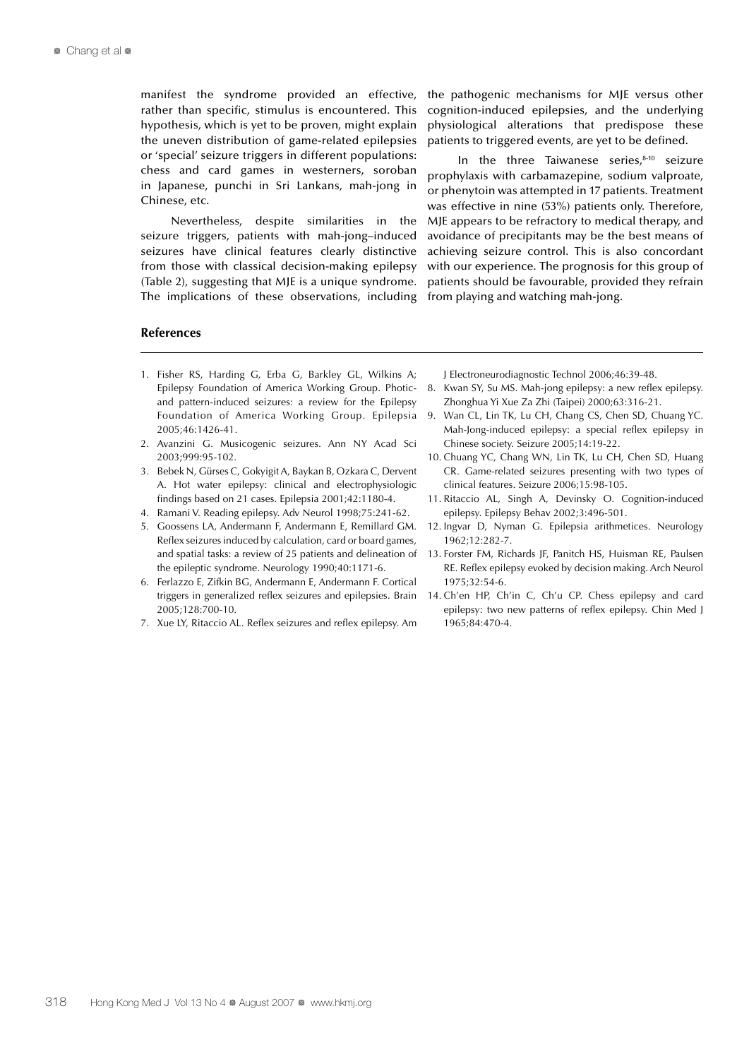manifest the syndrome provided an effective, rather than specific, stimulus is encountered. This hypothesis, which is yet to be proven, might explain the uneven distribution of game-related epilepsies or 'special' seizure triggers in different populations: chess and card games in westerners, soroban in Japanese, punchi in Sri Lankans, mah-jong in Chinese, etc.

Nevertheless, despite similarities in the seizure triggers, patients with mah-jong–induced seizures have clinical features clearly distinctive from those with classical decision-making epilepsy (Table 2), suggesting that MJE is a unique syndrome. The implications of these observations, including the pathogenic mechanisms for MJE versus other cognition-induced epilepsies, and the underlying physiological alterations that predispose these patients to triggered events, are yet to be defined.

In the three Taiwanese series,[8-10] seizure prophylaxis with carbamazepine, sodium valproate, or phenytoin was attempted in 17 patients. Treatment was effective in nine (53%) patients only. Therefore, MJE appears to be refractory to medical therapy, and avoidance of precipitants may be the best means of achieving seizure control. This is also concordant with our experience. The prognosis for this group of patients should be favourable, provided they refrain from playing and watching mah-jong.

## References

1. Fisher RS, Harding G, Erba G, Barkley GL, Wilkins A; Epilepsy Foundation of America Working Group. Photic- and pattern-induced seizures: a review for the Epilepsy Foundation of America Working Group. Epilepsia 2005;46:1426-41.
2. Avanzini G. Musicogenic seizures. Ann NY Acad Sci 2003;999:95-102.
3. Bebek N, Gürses C, Gokyigit A, Baykan B, Ozkara C, Dervent A. Hot water epilepsy: clinical and electrophysiologic findings based on 21 cases. Epilepsia 2001;42:1180-4.
4. Ramani V. Reading epilepsy. Adv Neurol 1998;75:241-62.
5. Goossens LA, Andermann F, Andermann E, Remillard GM. Reflex seizures induced by calculation, card or board games, and spatial tasks: a review of 25 patients and delineation of the epileptic syndrome. Neurology 1990;40:1171-6.
6. Ferlazzo E, Zifkin BG, Andermann E, Andermann F. Cortical triggers in generalized reflex seizures and epilepsies. Brain 2005;128:700-10.
7. Xue LY, Ritaccio AL. Reflex seizures and reflex epilepsy. Am J Electroneurodiagnostic Technol 2006;46:39-48.
8. Kwan SY, Su MS. Mah-jong epilepsy: a new reflex epilepsy. Zhonghua Yi Xue Za Zhi (Taipei) 2000;63:316-21.
9. Wan CL, Lin TK, Lu CH, Chang CS, Chen SD, Chuang YC. Mah-Jong-induced epilepsy: a special reflex epilepsy in Chinese society. Seizure 2005;14:19-22.
10. Chuang YC, Chang WN, Lin TK, Lu CH, Chen SD, Huang CR. Game-related seizures presenting with two types of clinical features. Seizure 2006;15:98-105.
11. Ritaccio AL, Singh A, Devinsky O. Cognition-induced epilepsy. Epilepsy Behav 2002;3:496-501.
12. Ingvar D, Nyman G. Epilepsia arithmetices. Neurology 1962;12:282-7.
13. Forster FM, Richards JF, Panitch HS, Huisman RE, Paulsen RE. Reflex epilepsy evoked by decision making. Arch Neurol 1975;32:54-6.
14. Ch'en HP, Ch'in C, Ch'u CP. Chess epilepsy and card epilepsy: two new patterns of reflex epilepsy. Chin Med J 1965;84:470-4.